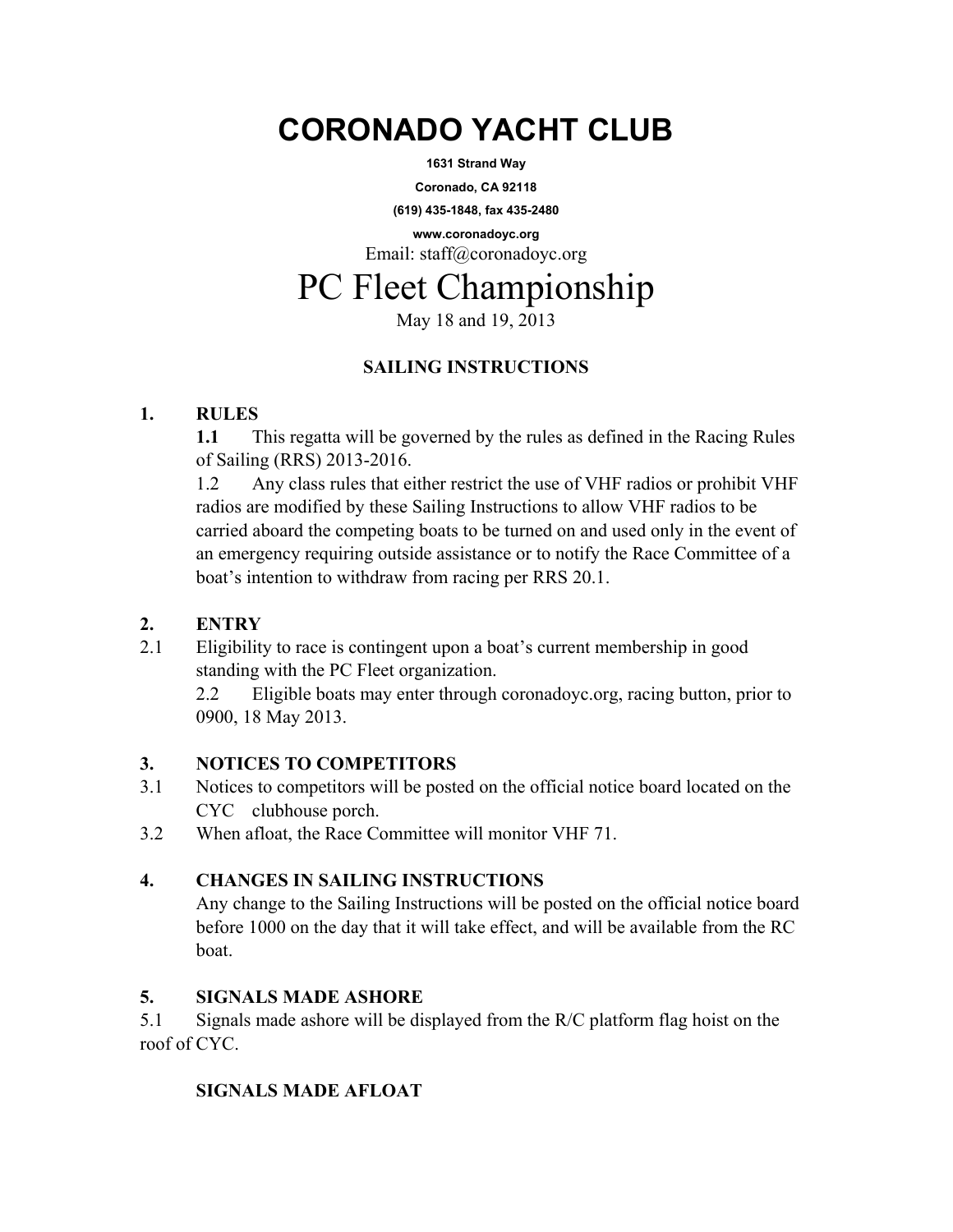# CORONADO YACHT CLUB

**1631 Strand Way**

**Coronado, CA 92118**

**(619) 435-1848, fax 435-2480**

**www.coronadoyc.org**

Email: staff@coronadoyc.org

# PC Fleet Championship

May 18 and 19, 2013

## SAILING INSTRUCTIONS

### 1. RULES

**1.1** This regatta will be governed by the rules as defined in the Racing Rules of Sailing (RRS) 2013-2016.

1.2 Any class rules that either restrict the use of VHF radios or prohibit VHF radios are modified by these Sailing Instructions to allow VHF radios to be carried aboard the competing boats to be turned on and used only in the event of an emergency requiring outside assistance or to notify the Race Committee of a boat's intention to withdraw from racing per RRS 20.1.

### 2. ENTRY

2.1 Eligibility to race is contingent upon a boat's current membership in good standing with the PC Fleet organization.

2.2 Eligible boats may enter through coronadoyc.org, racing button, prior to 0900, 18 May 2013.

### 3. NOTICES TO COMPETITORS

3.1 Notices to competitors will be posted on the official notice board located on the CYC clubhouse porch.

3.2 When afloat, the Race Committee will monitor VHF 71.

### 4. CHANGES IN SAILING INSTRUCTIONS

Any change to the Sailing Instructions will be posted on the official notice board before 1000 on the day that it will take effect, and will be available from the RC boat.

### 5. SIGNALS MADE ASHORE

5.1 Signals made ashore will be displayed from the R/C platform flag hoist on the roof of CYC.

### SIGNALS MADE AFLOAT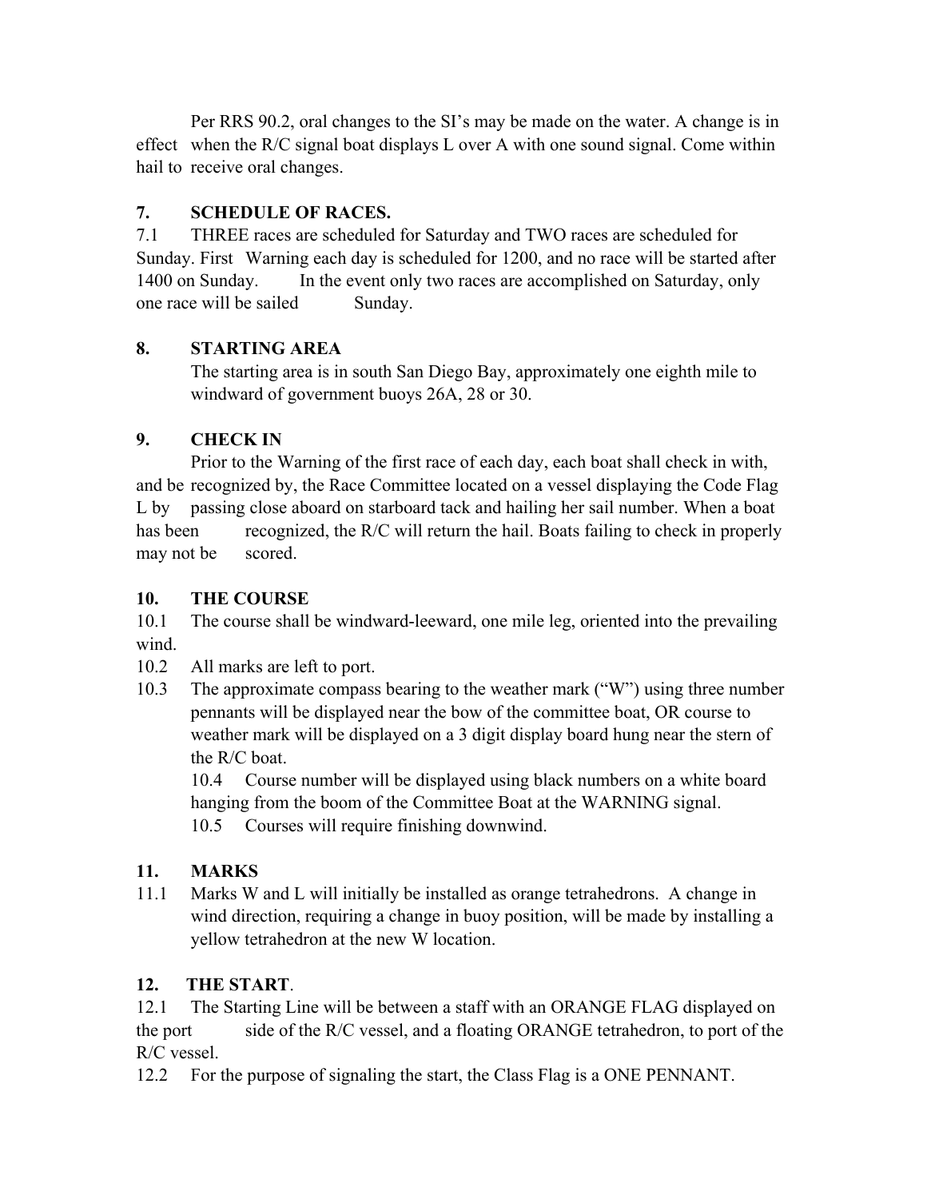Per RRS 90.2, oral changes to the SI's may be made on the water. A change is in effect when the R/C signal boat displays L over A with one sound signal. Come within hail to receive oral changes.

**7. SCHEDULE OF RACES.**

7.1 THREE races are scheduled for Saturday and TWO races are scheduled for Sunday. First Warning each day is scheduled for 1200, and no race will be started after 1400 on Sunday. In the event only two races are accomplished on Saturday, only one race will be sailed Sunday.

**8. STARTING AREA**

The starting area is in south San Diego Bay, approximately one eighth mile to windward of government buoys 26A, 28 or 30.

**9. CHECK IN**

Prior to the Warning of the first race of each day, each boat shall check in with, and be recognized by, the Race Committee located on a vessel displaying the Code Flag L by passing close aboard on starboard tack and hailing her sail number. When a boat has been recognized, the R/C will return the hail. Boats failing to check in properly may not be scored.

**10. THE COURSE**

10.1 The course shall be windward-leeward, one mile leg, oriented into the prevailing wind.

10.2 All marks are left to port.

10.3 The approximate compass bearing to the weather mark ("W") using three number pennants will be displayed near the bow of the committee boat, OR course to weather mark will be displayed on a 3 digit display board hung near the stern of the R/C boat.

10.4 Course number will be displayed using black numbers on a white board hanging from the boom of the Committee Boat at the WARNING signal.

10.5 Courses will require finishing downwind.

**11. MARKS**

11.1 Marks W and L will initially be installed as orange tetrahedrons. A change in wind direction, requiring a change in buoy position, will be made by installing a yellow tetrahedron at the new W location.

**12. THE START.**

12.1 The Starting Line will be between a staff with an ORANGE FLAG displayed on the port side of the R/C vessel, and a floating ORANGE tetrahedron, to port of the R/C vessel.

12.2 For the purpose of signaling the start, the Class Flag is a ONE PENNANT.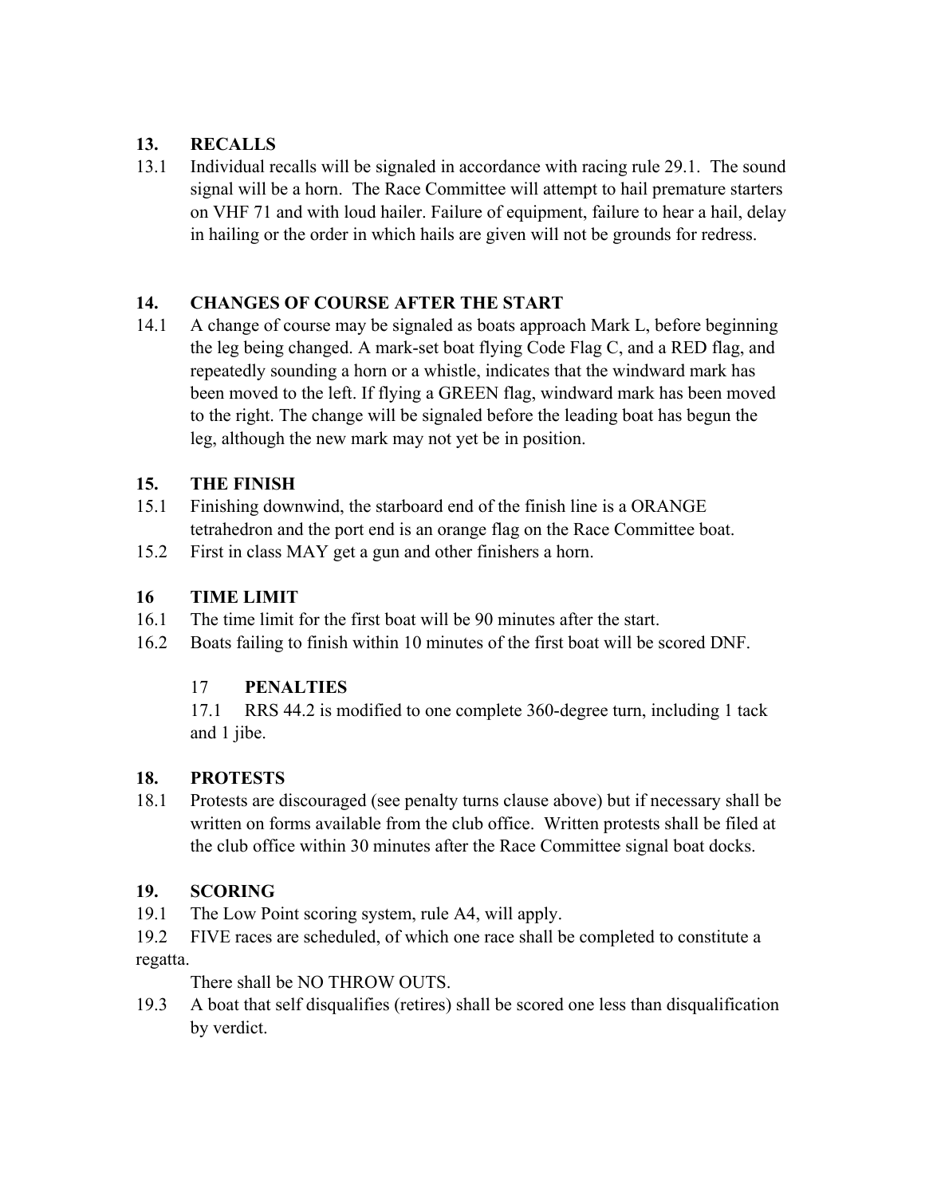## 13. RECALLS

13.1 Individual recalls will be signaled in accordance with racing rule 29.1. The sound signal will be a horn. The Race Committee will attempt to hail premature starters on VHF 71 and with loud hailer. Failure of equipment, failure to hear a hail, delay in hailing or the order in which hails are given will not be grounds for redress.

## 14. CHANGES OF COURSE AFTER THE START

14.1 A change of course may be signaled as boats approach Mark L, before beginning the leg being changed. A mark-set boat flying Code Flag C, and a RED flag, and repeatedly sounding a horn or a whistle, indicates that the windward mark has been moved to the left. If flying a GREEN flag, windward mark has been moved to the right. The change will be signaled before the leading boat has begun the leg, although the new mark may not yet be in position.

## 15. THE FINISH

15.1 Finishing downwind, the starboard end of the finish line is a ORANGE tetrahedron and the port end is an orange flag on the Race Committee boat.

15.2 First in class MAY get a gun and other finishers a horn.

## 16 TIME LIMIT

16.1 The time limit for the first boat will be 90 minutes after the start.

16.2 Boats failing to finish within 10 minutes of the first boat will be scored DNF.

## 17 PENALTIES

17.1 RRS 44.2 is modified to one complete 360-degree turn, including 1 tack and 1 jibe.

## 18. PROTESTS

18.1 Protests are discouraged (see penalty turns clause above) but if necessary shall be written on forms available from the club office. Written protests shall be filed at the club office within 30 minutes after the Race Committee signal boat docks.

## 19. SCORING

19.1 The Low Point scoring system, rule A4, will apply.

19.2 FIVE races are scheduled, of which one race shall be completed to constitute a regatta.

There shall be NO THROW OUTS.

19.3 A boat that self disqualifies (retires) shall be scored one less than disqualification by verdict.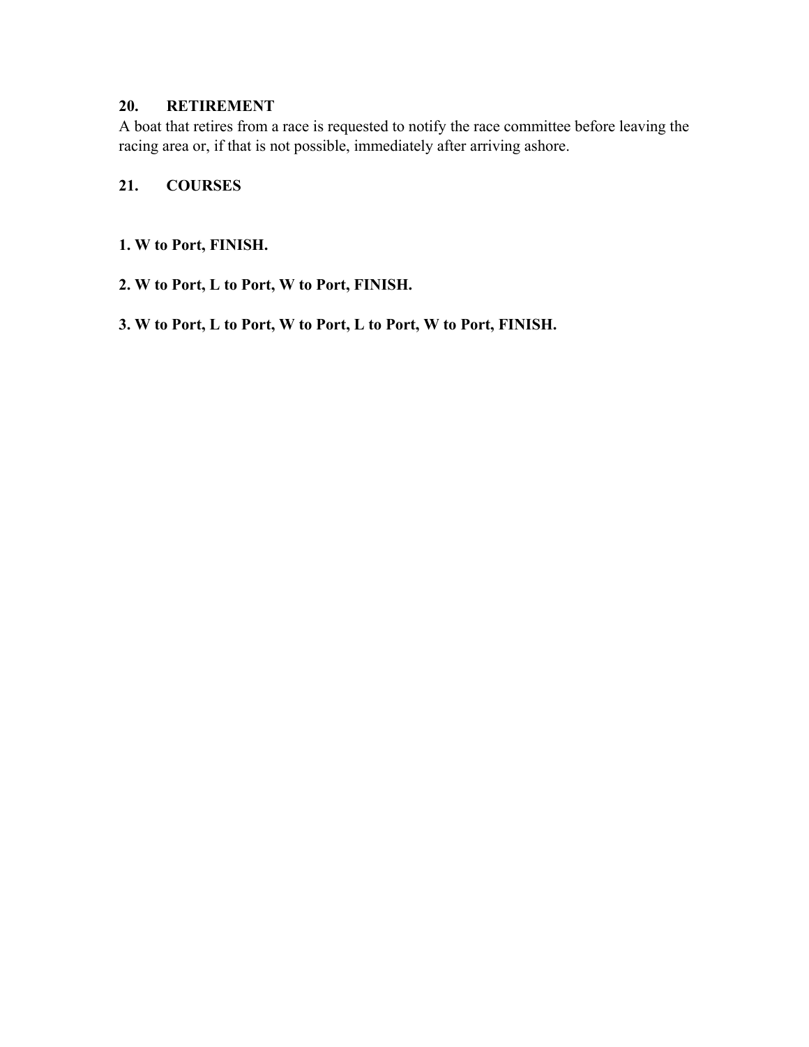## 20. RETIREMENT

A boat that retires from a race is requested to notify the race committee before leaving the racing area or, if that is not possible, immediately after arriving ashore.

## 21. COURSES

**1. W to Port, FINISH.**

**2. W to Port, L to Port, W to Port, FINISH.**

**3. W to Port, L to Port, W to Port, L to Port, W to Port, FINISH.**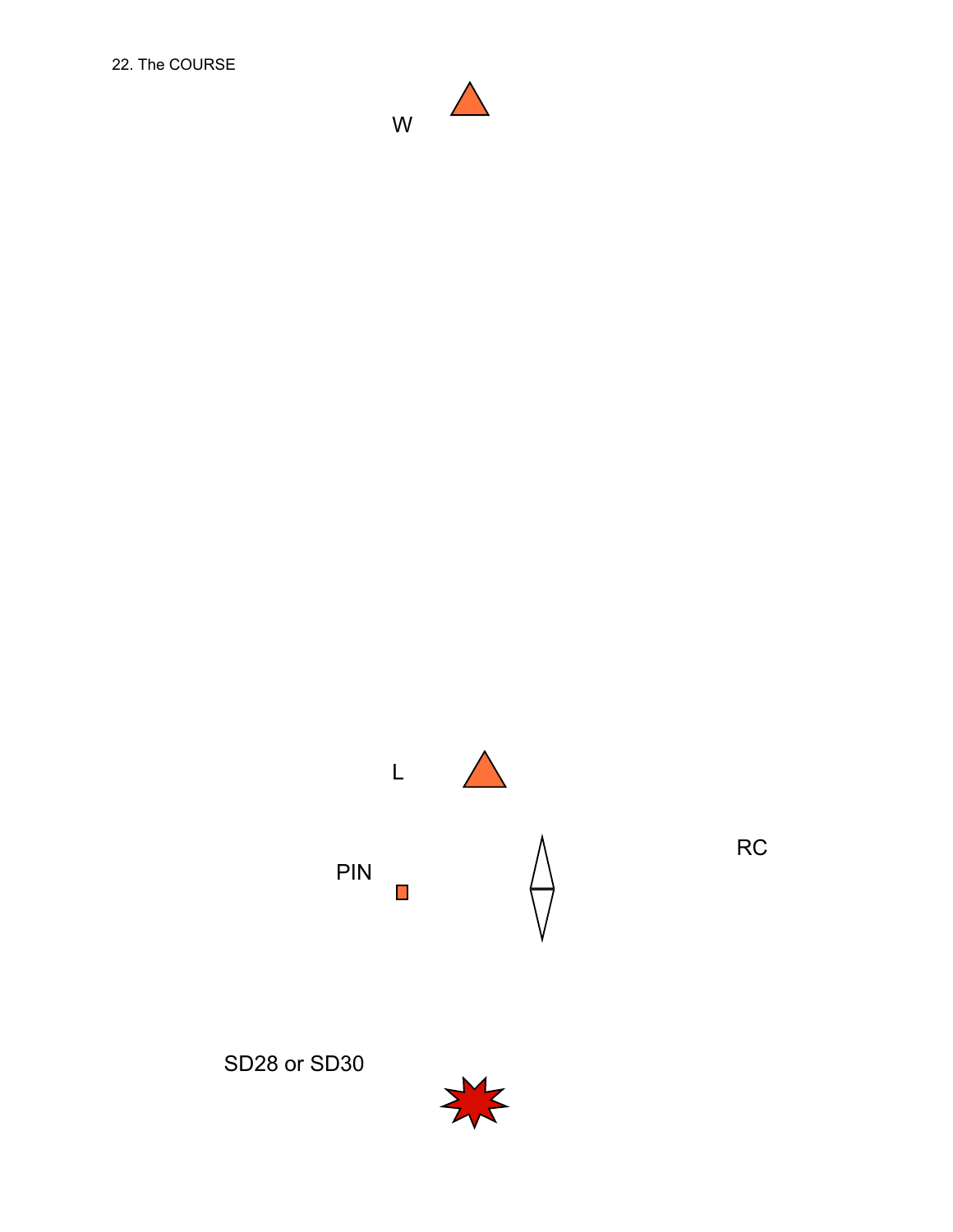22. The COURSE

W

L

PIN

RC

SD28 or SD30